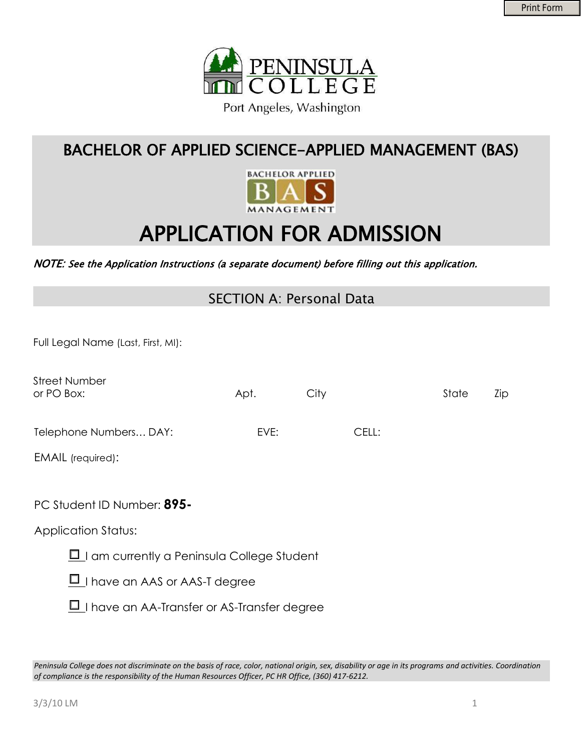Print Form

PENINSULA COLLEGE

Port Angeles, Washington

# BACHELOR OF APPLIED SCIENCE–APPLIED MANAGEMENT (BAS)

BACHELOR APPLIED BAS MANAGEMENT

# APPLICATION FOR ADMISSION

***NOTE:*** *See the Application Instructions (a separate document) before filling out this application.*

## SECTION A: Personal Data

Full Legal Name (Last, First, MI):

Street Number or PO Box: Apt. City State Zip

Telephone Numbers… DAY: EVE: CELL:

EMAIL (required):

PC Student ID Number: **895-**

Application Status:

- ☐ I am currently a Peninsula College Student
- ☐ I have an AAS or AAS-T degree
- ☐ I have an AA-Transfer or AS-Transfer degree

*Peninsula College does not discriminate on the basis of race, color, national origin, sex, disability or age in its programs and activities. Coordination of compliance is the responsibility of the Human Resources Officer, PC HR Office, (360) 417-6212.*

3/3/10 LM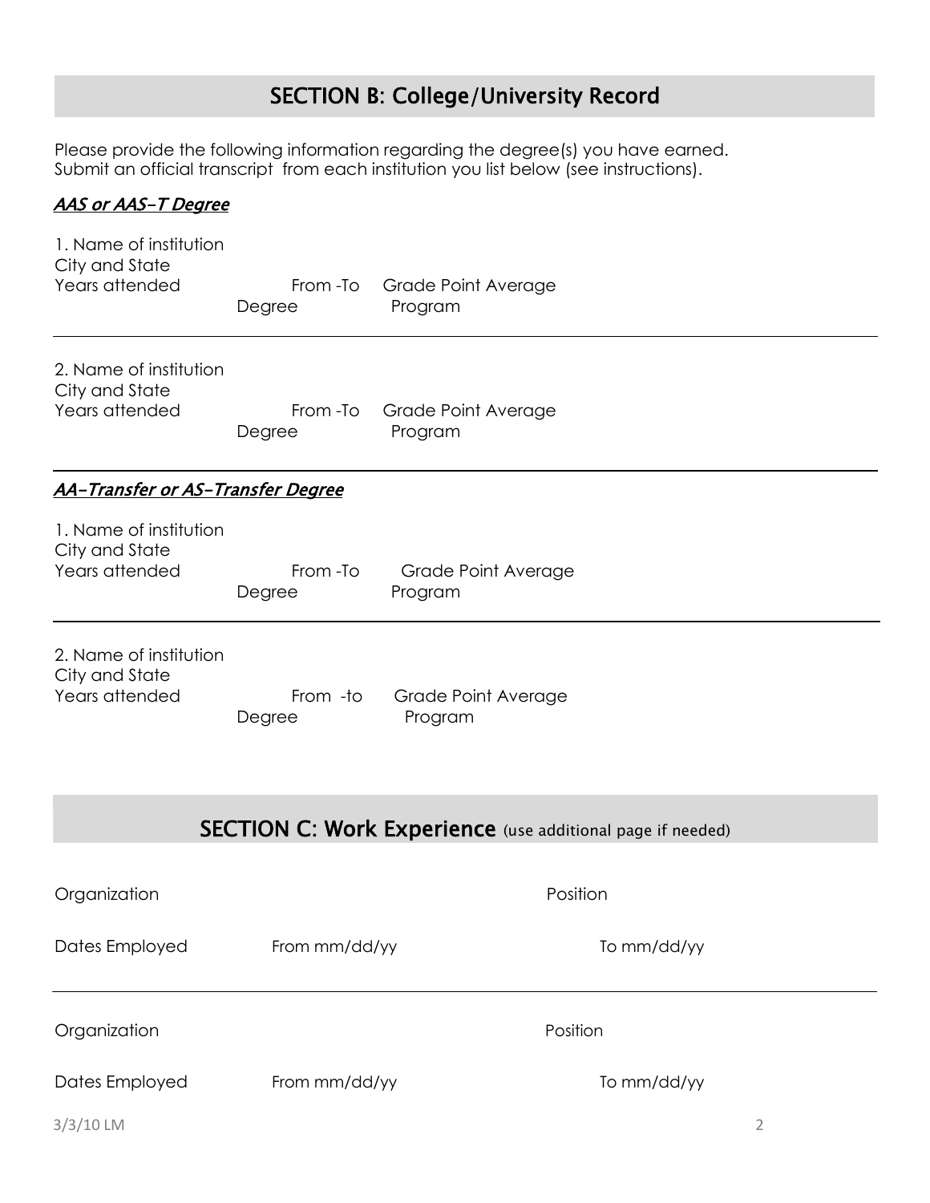## SECTION B: College/University Record

Please provide the following information regarding the degree(s) you have earned.
Submit an official transcript from each institution you list below (see instructions).

### *AAS or AAS-T Degree*

1. Name of institution
City and State
Years attended From -To Grade Point Average
Degree Program

---

2. Name of institution
City and State
Years attended From -To Grade Point Average
Degree Program

---

### *AA-Transfer or AS-Transfer Degree*

1. Name of institution
City and State
Years attended From -To Grade Point Average
Degree Program

---

2. Name of institution
City and State
Years attended From -to Grade Point Average
Degree Program

## SECTION C: Work Experience (use additional page if needed)

Organization Position

Dates Employed From mm/dd/yy To mm/dd/yy

---

Organization Position

Dates Employed From mm/dd/yy To mm/dd/yy

3/3/10 LM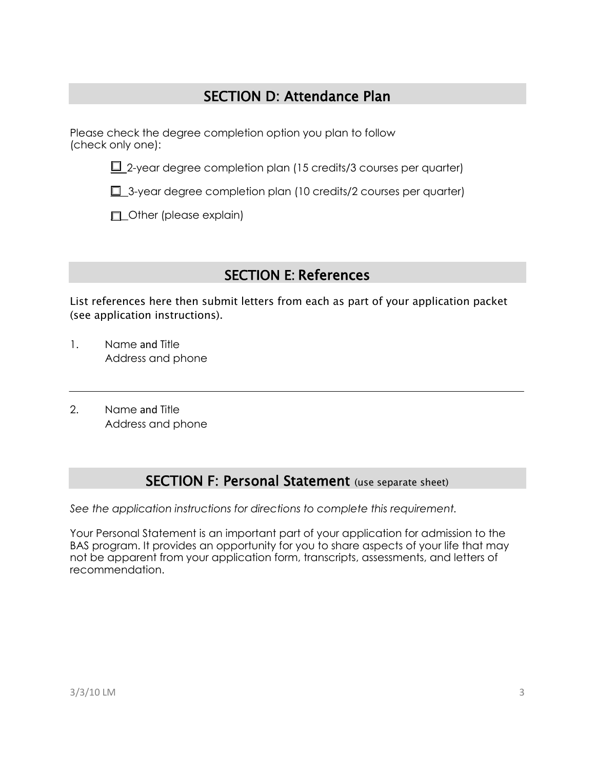## SECTION D: Attendance Plan

Please check the degree completion option you plan to follow
(check only one):

- ☐ 2-year degree completion plan (15 credits/3 courses per quarter)
- ☐ 3-year degree completion plan (10 credits/2 courses per quarter)
- ☐ Other (please explain)

## SECTION E: References

List references here then submit letters from each as part of your application packet (see application instructions).

1. Name and Title
   Address and phone

---

2. Name and Title
   Address and phone

## SECTION F: Personal Statement (use separate sheet)

*See the application instructions for directions to complete this requirement.*

Your Personal Statement is an important part of your application for admission to the BAS program. It provides an opportunity for you to share aspects of your life that may not be apparent from your application form, transcripts, assessments, and letters of recommendation.

3/3/10 LM